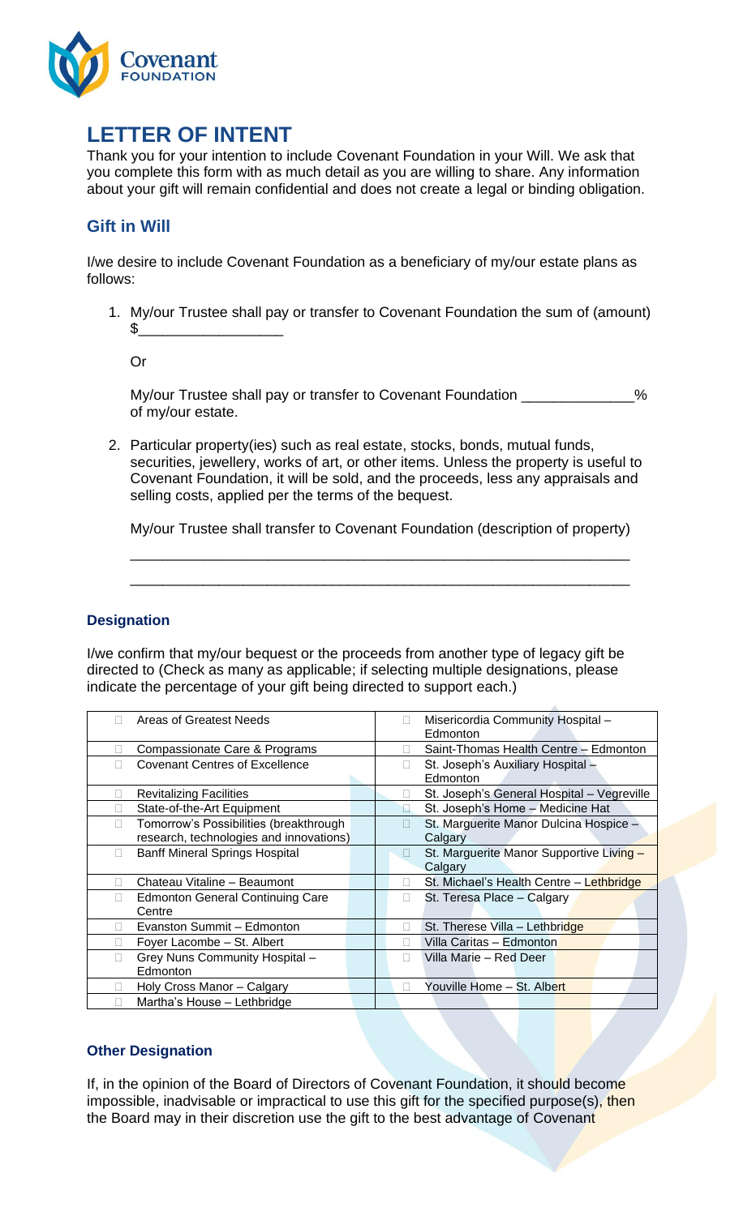# LETTER OF INTENT

Thank you for your intention to include Covenant Foundation in your Will. We ask that you complete this form with as much detail as you are willing to share. Any information about your gift will remain confidential and does not create a legal or binding obligation.

## Gift in Will

I/we desire to include Covenant Foundation as a beneficiary of my/our estate plans as follows:

1. My/our Trustee shall pay or transfer to Covenant Foundation the sum of (amount) $_________________

   Or

   My/our Trustee shall pay or transfer to Covenant Foundation _____________% of my/our estate.

2. Particular property(ies) such as real estate, stocks, bonds, mutual funds, securities, jewellery, works of art, or other items. Unless the property is useful to Covenant Foundation, it will be sold, and the proceeds, less any appraisals and selling costs, applied per the terms of the bequest.

   My/our Trustee shall transfer to Covenant Foundation (description of property)

   _______________________________________________________________

   _______________________________________________________________

### Designation

I/we confirm that my/our bequest or the proceeds from another type of legacy gift be directed to (Check as many as applicable; if selecting multiple designations, please indicate the percentage of your gift being directed to support each.)

| | |
|---|---|
| ☐ Areas of Greatest Needs | ☐ Misericordia Community Hospital – Edmonton |
| ☐ Compassionate Care & Programs | ☐ Saint-Thomas Health Centre – Edmonton |
| ☐ Covenant Centres of Excellence | ☐ St. Joseph's Auxiliary Hospital – Edmonton |
| ☐ Revitalizing Facilities | ☐ St. Joseph's General Hospital – Vegreville |
| ☐ State-of-the-Art Equipment | ☐ St. Joseph's Home – Medicine Hat |
| ☐ Tomorrow's Possibilities (breakthrough research, technologies and innovations) | ☐ St. Marguerite Manor Dulcina Hospice – Calgary |
| ☐ Banff Mineral Springs Hospital | ☐ St. Marguerite Manor Supportive Living – Calgary |
| ☐ Chateau Vitaline – Beaumont | ☐ St. Michael's Health Centre – Lethbridge |
| ☐ Edmonton General Continuing Care Centre | ☐ St. Teresa Place – Calgary |
| ☐ Evanston Summit – Edmonton | ☐ St. Therese Villa – Lethbridge |
| ☐ Foyer Lacombe – St. Albert | ☐ Villa Caritas – Edmonton |
| ☐ Grey Nuns Community Hospital – Edmonton | ☐ Villa Marie – Red Deer |
| ☐ Holy Cross Manor – Calgary | ☐ Youville Home – St. Albert |
| ☐ Martha's House – Lethbridge | |

### Other Designation

If, in the opinion of the Board of Directors of Covenant Foundation, it should become impossible, inadvisable or impractical to use this gift for the specified purpose(s), then the Board may in their discretion use the gift to the best advantage of Covenant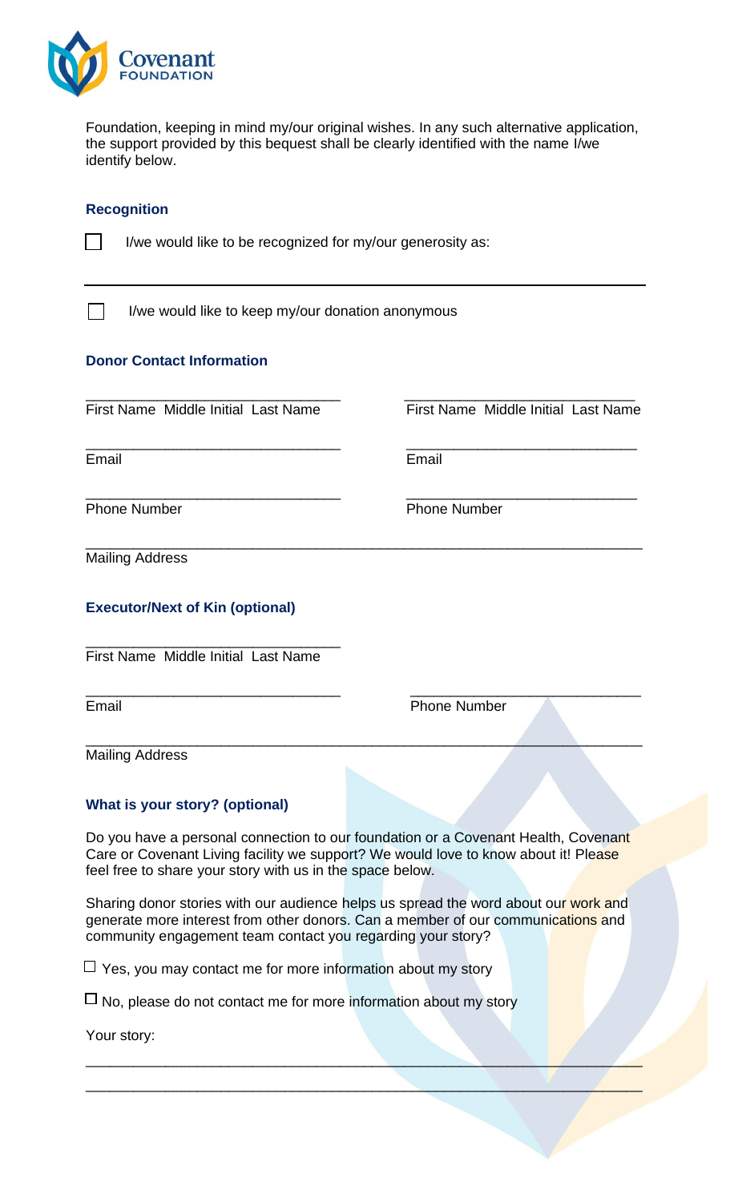Foundation, keeping in mind my/our original wishes. In any such alternative application, the support provided by this bequest shall be clearly identified with the name I/we identify below.

### Recognition

☐ I/we would like to be recognized for my/our generosity as:

_____________________________________________________________________________

☐ I/we would like to keep my/our donation anonymous

### Donor Contact Information

________________________________ &nbsp;&nbsp;&nbsp;&nbsp; ________________________________
First Name Middle Initial Last Name &nbsp;&nbsp;&nbsp;&nbsp; First Name Middle Initial Last Name

________________________________ &nbsp;&nbsp;&nbsp;&nbsp; ________________________________
Email &nbsp;&nbsp;&nbsp;&nbsp; Email

________________________________ &nbsp;&nbsp;&nbsp;&nbsp; ________________________________
Phone Number &nbsp;&nbsp;&nbsp;&nbsp; Phone Number

_____________________________________________________________________________
Mailing Address

### Executor/Next of Kin (optional)

________________________________
First Name Middle Initial Last Name

________________________________ &nbsp;&nbsp;&nbsp;&nbsp; ________________________________
Email &nbsp;&nbsp;&nbsp;&nbsp; Phone Number

_____________________________________________________________________________
Mailing Address

### What is your story? (optional)

Do you have a personal connection to our foundation or a Covenant Health, Covenant Care or Covenant Living facility we support? We would love to know about it! Please feel free to share your story with us in the space below.

Sharing donor stories with our audience helps us spread the word about our work and generate more interest from other donors. Can a member of our communications and community engagement team contact you regarding your story?

☐ Yes, you may contact me for more information about my story

☐ No, please do not contact me for more information about my story

Your story:

_____________________________________________________________________________

_____________________________________________________________________________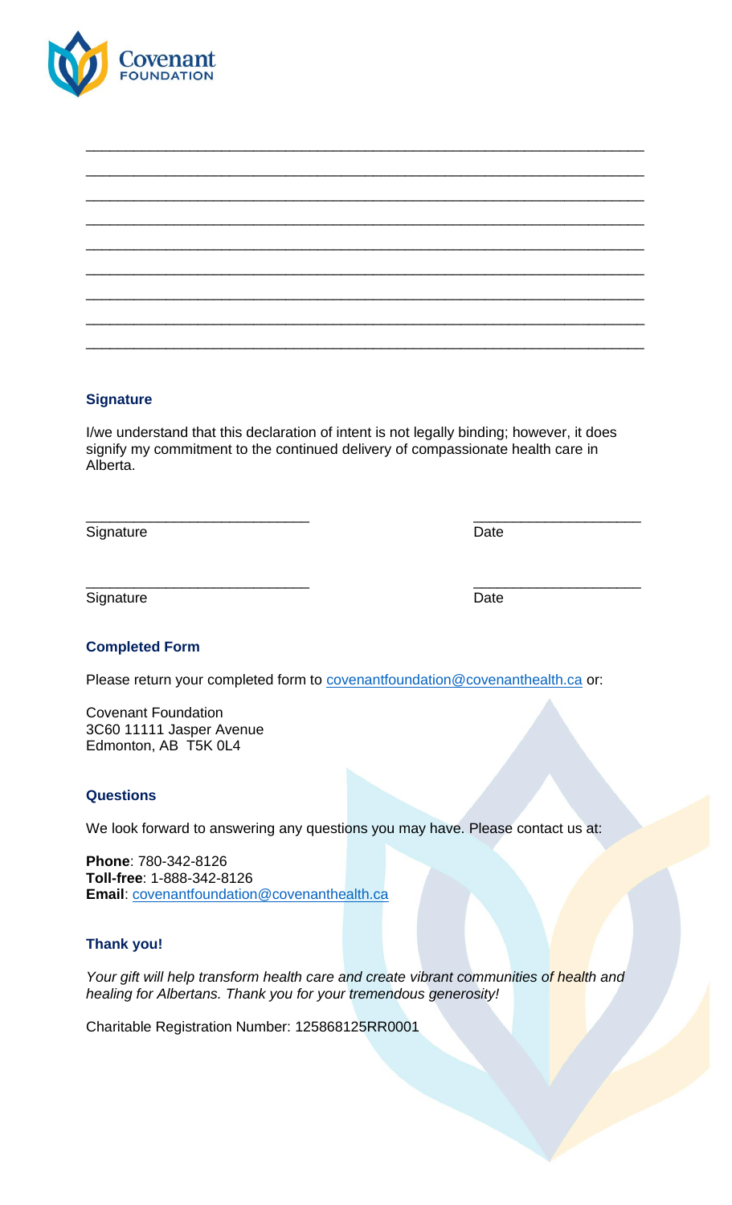______________________________________________________________________

______________________________________________________________________

______________________________________________________________________

______________________________________________________________________

______________________________________________________________________

______________________________________________________________________

______________________________________________________________________

______________________________________________________________________

______________________________________________________________________

### Signature

I/we understand that this declaration of intent is not legally binding; however, it does signify my commitment to the continued delivery of compassionate health care in Alberta.

___________________________ ____________________

Signature Date

___________________________ ____________________

Signature Date

### Completed Form

Please return your completed form to covenantfoundation@covenanthealth.ca or:

Covenant Foundation
3C60 11111 Jasper Avenue
Edmonton, AB T5K 0L4

### Questions

We look forward to answering any questions you may have. Please contact us at:

**Phone**: 780-342-8126
**Toll-free**: 1-888-342-8126
**Email**: covenantfoundation@covenanthealth.ca

### Thank you!

*Your gift will help transform health care and create vibrant communities of health and healing for Albertans. Thank you for your tremendous generosity!*

Charitable Registration Number: 125868125RR0001